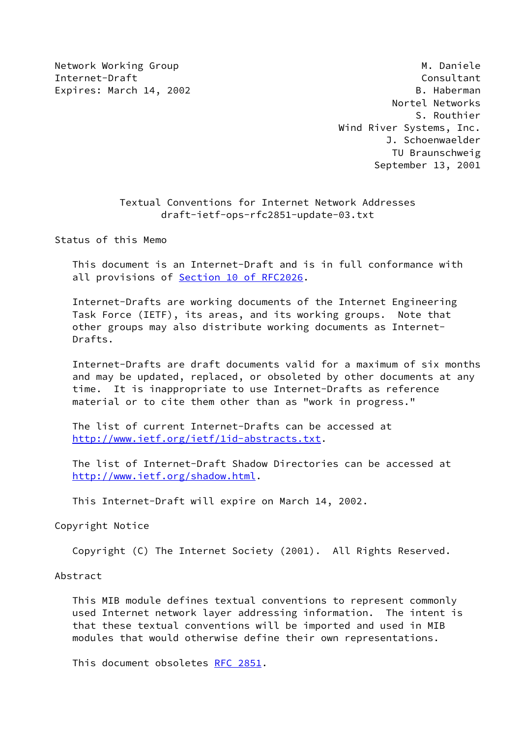Network Working Group                                          M. Daniele
Internet-Draft                                                 Consultant
Expires: March 14, 2002                                       B. Haberman
                                                          Nortel Networks
                                                              S. Routhier
                                                 Wind River Systems, Inc.
                                                       J. Schoenwaelder
                                                          TU Braunschweig
                                                       September 13, 2001

# Textual Conventions for Internet Network Addresses

draft-ietf-ops-rfc2851-update-03.txt

## Status of this Memo

This document is an Internet-Draft and is in full conformance with all provisions of Section 10 of RFC2026.

Internet-Drafts are working documents of the Internet Engineering Task Force (IETF), its areas, and its working groups. Note that other groups may also distribute working documents as Internet-Drafts.

Internet-Drafts are draft documents valid for a maximum of six months and may be updated, replaced, or obsoleted by other documents at any time. It is inappropriate to use Internet-Drafts as reference material or to cite them other than as "work in progress."

The list of current Internet-Drafts can be accessed at http://www.ietf.org/ietf/1id-abstracts.txt.

The list of Internet-Draft Shadow Directories can be accessed at http://www.ietf.org/shadow.html.

This Internet-Draft will expire on March 14, 2002.

## Copyright Notice

Copyright (C) The Internet Society (2001). All Rights Reserved.

## Abstract

This MIB module defines textual conventions to represent commonly used Internet network layer addressing information. The intent is that these textual conventions will be imported and used in MIB modules that would otherwise define their own representations.

This document obsoletes RFC 2851.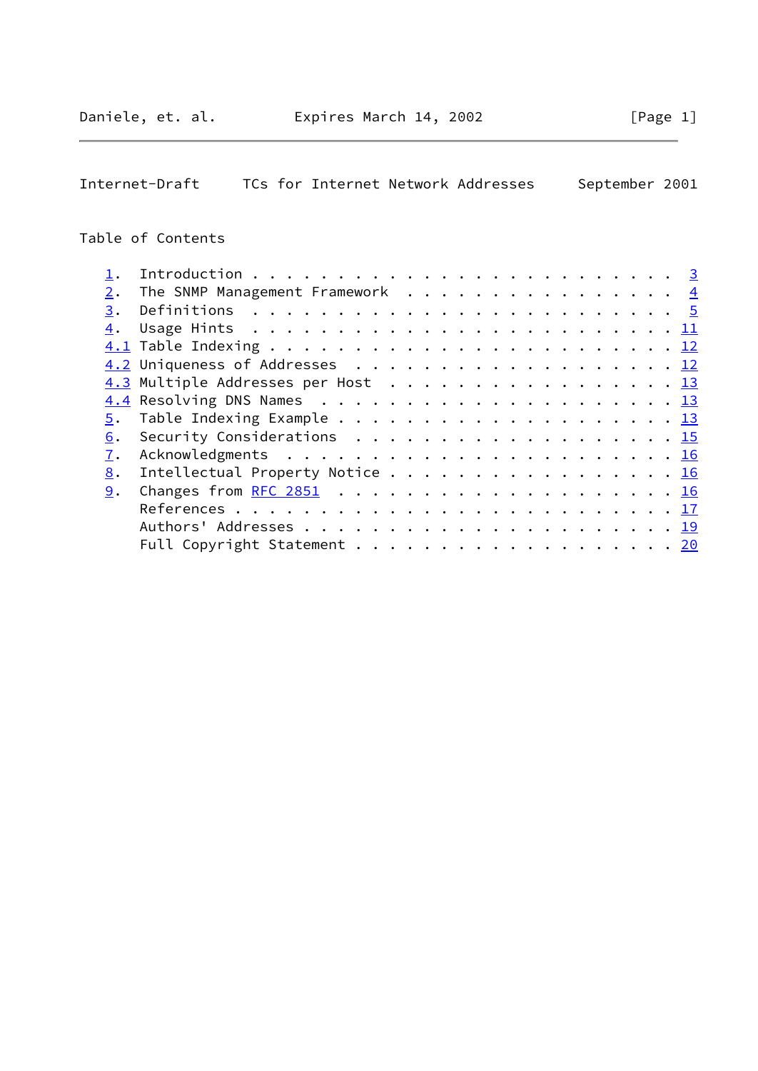Table of Contents

```
1.   Introduction . . . . . . . . . . . . . . . . . . . . . . . .  3
2.   The SNMP Management Framework  . . . . . . . . . . . . . . .  4
3.   Definitions  . . . . . . . . . . . . . . . . . . . . . . . .  5
4.   Usage Hints  . . . . . . . . . . . . . . . . . . . . . . . . 11
4.1  Table Indexing . . . . . . . . . . . . . . . . . . . . . . . 12
4.2  Uniqueness of Addresses  . . . . . . . . . . . . . . . . . . 12
4.3  Multiple Addresses per Host  . . . . . . . . . . . . . . . . 13
4.4  Resolving DNS Names  . . . . . . . . . . . . . . . . . . . . 13
5.   Table Indexing Example . . . . . . . . . . . . . . . . . . . 13
6.   Security Considerations  . . . . . . . . . . . . . . . . . . 15
7.   Acknowledgments  . . . . . . . . . . . . . . . . . . . . . . 16
8.   Intellectual Property Notice . . . . . . . . . . . . . . . . 16
9.   Changes from RFC 2851  . . . . . . . . . . . . . . . . . . . 16
     References . . . . . . . . . . . . . . . . . . . . . . . . . 17
     Authors' Addresses . . . . . . . . . . . . . . . . . . . . . 19
     Full Copyright Statement . . . . . . . . . . . . . . . . . . 20
```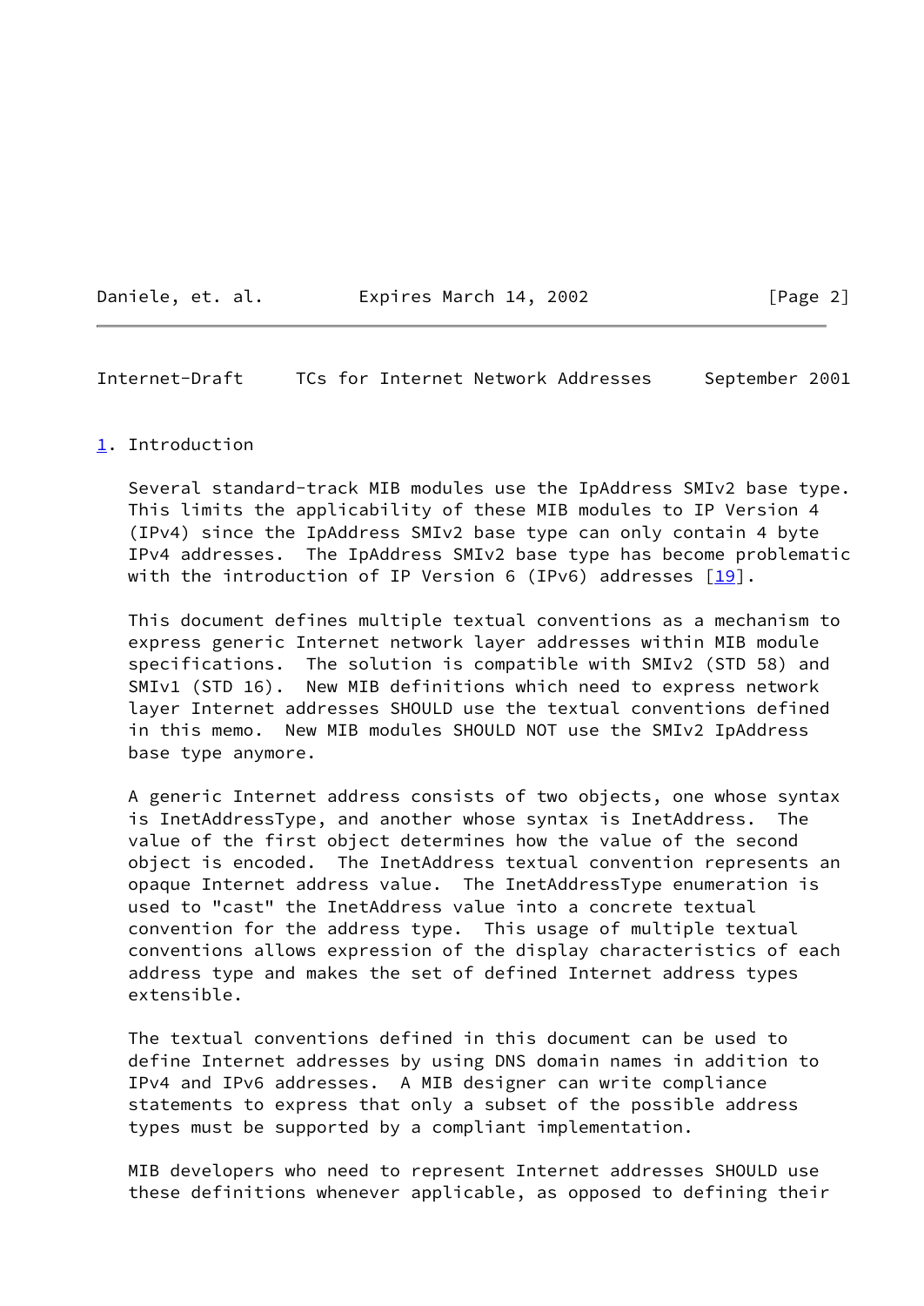## 1. Introduction

Several standard-track MIB modules use the IpAddress SMIv2 base type. This limits the applicability of these MIB modules to IP Version 4 (IPv4) since the IpAddress SMIv2 base type can only contain 4 byte IPv4 addresses. The IpAddress SMIv2 base type has become problematic with the introduction of IP Version 6 (IPv6) addresses [19].

This document defines multiple textual conventions as a mechanism to express generic Internet network layer addresses within MIB module specifications. The solution is compatible with SMIv2 (STD 58) and SMIv1 (STD 16). New MIB definitions which need to express network layer Internet addresses SHOULD use the textual conventions defined in this memo. New MIB modules SHOULD NOT use the SMIv2 IpAddress base type anymore.

A generic Internet address consists of two objects, one whose syntax is InetAddressType, and another whose syntax is InetAddress. The value of the first object determines how the value of the second object is encoded. The InetAddress textual convention represents an opaque Internet address value. The InetAddressType enumeration is used to "cast" the InetAddress value into a concrete textual convention for the address type. This usage of multiple textual conventions allows expression of the display characteristics of each address type and makes the set of defined Internet address types extensible.

The textual conventions defined in this document can be used to define Internet addresses by using DNS domain names in addition to IPv4 and IPv6 addresses. A MIB designer can write compliance statements to express that only a subset of the possible address types must be supported by a compliant implementation.

MIB developers who need to represent Internet addresses SHOULD use these definitions whenever applicable, as opposed to defining their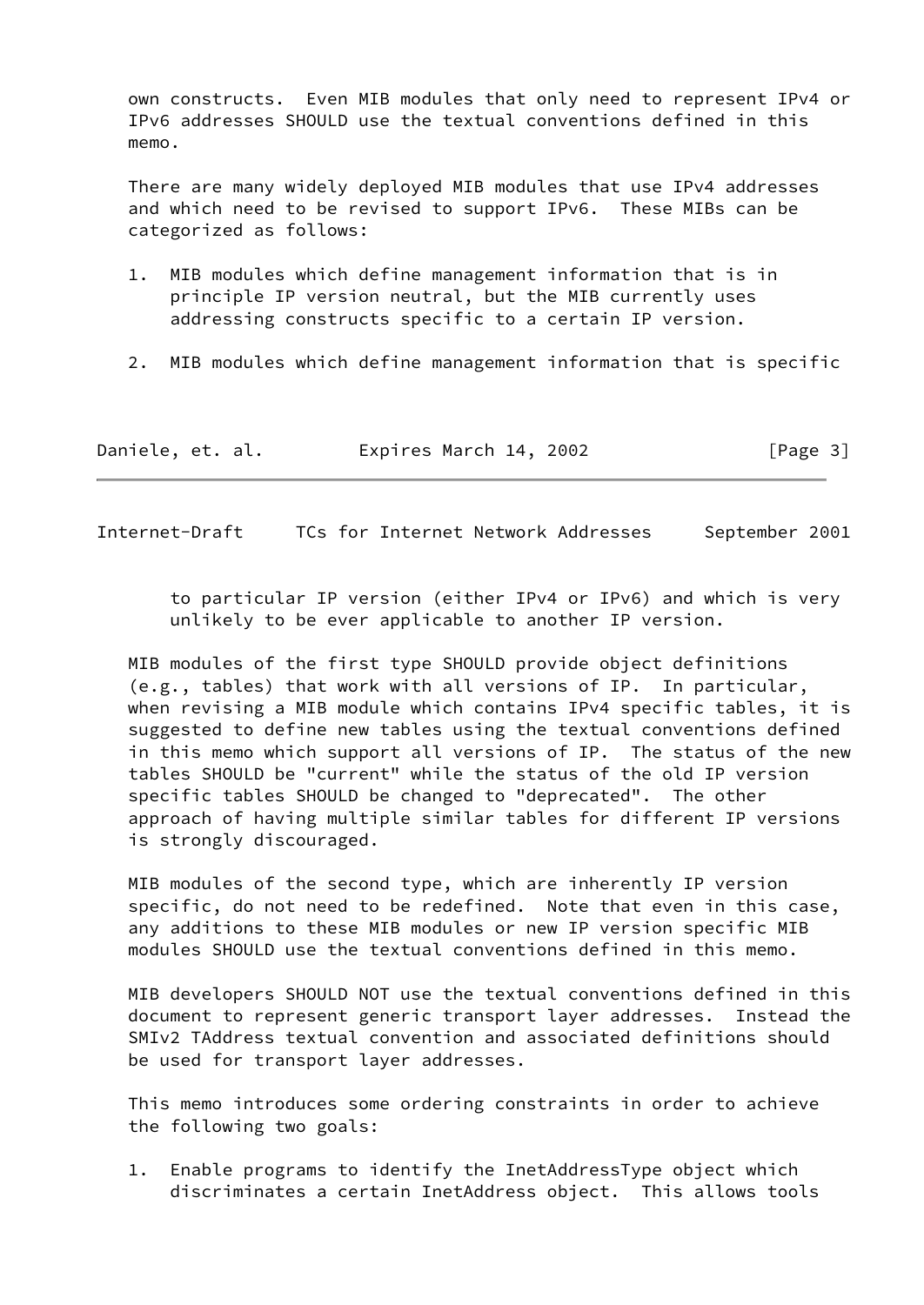own constructs. Even MIB modules that only need to represent IPv4 or IPv6 addresses SHOULD use the textual conventions defined in this memo.

There are many widely deployed MIB modules that use IPv4 addresses and which need to be revised to support IPv6. These MIBs can be categorized as follows:

1. MIB modules which define management information that is in principle IP version neutral, but the MIB currently uses addressing constructs specific to a certain IP version.

2. MIB modules which define management information that is specific to particular IP version (either IPv4 or IPv6) and which is very unlikely to be ever applicable to another IP version.

MIB modules of the first type SHOULD provide object definitions (e.g., tables) that work with all versions of IP. In particular, when revising a MIB module which contains IPv4 specific tables, it is suggested to define new tables using the textual conventions defined in this memo which support all versions of IP. The status of the new tables SHOULD be "current" while the status of the old IP version specific tables SHOULD be changed to "deprecated". The other approach of having multiple similar tables for different IP versions is strongly discouraged.

MIB modules of the second type, which are inherently IP version specific, do not need to be redefined. Note that even in this case, any additions to these MIB modules or new IP version specific MIB modules SHOULD use the textual conventions defined in this memo.

MIB developers SHOULD NOT use the textual conventions defined in this document to represent generic transport layer addresses. Instead the SMIv2 TAddress textual convention and associated definitions should be used for transport layer addresses.

This memo introduces some ordering constraints in order to achieve the following two goals:

1. Enable programs to identify the InetAddressType object which discriminates a certain InetAddress object. This allows tools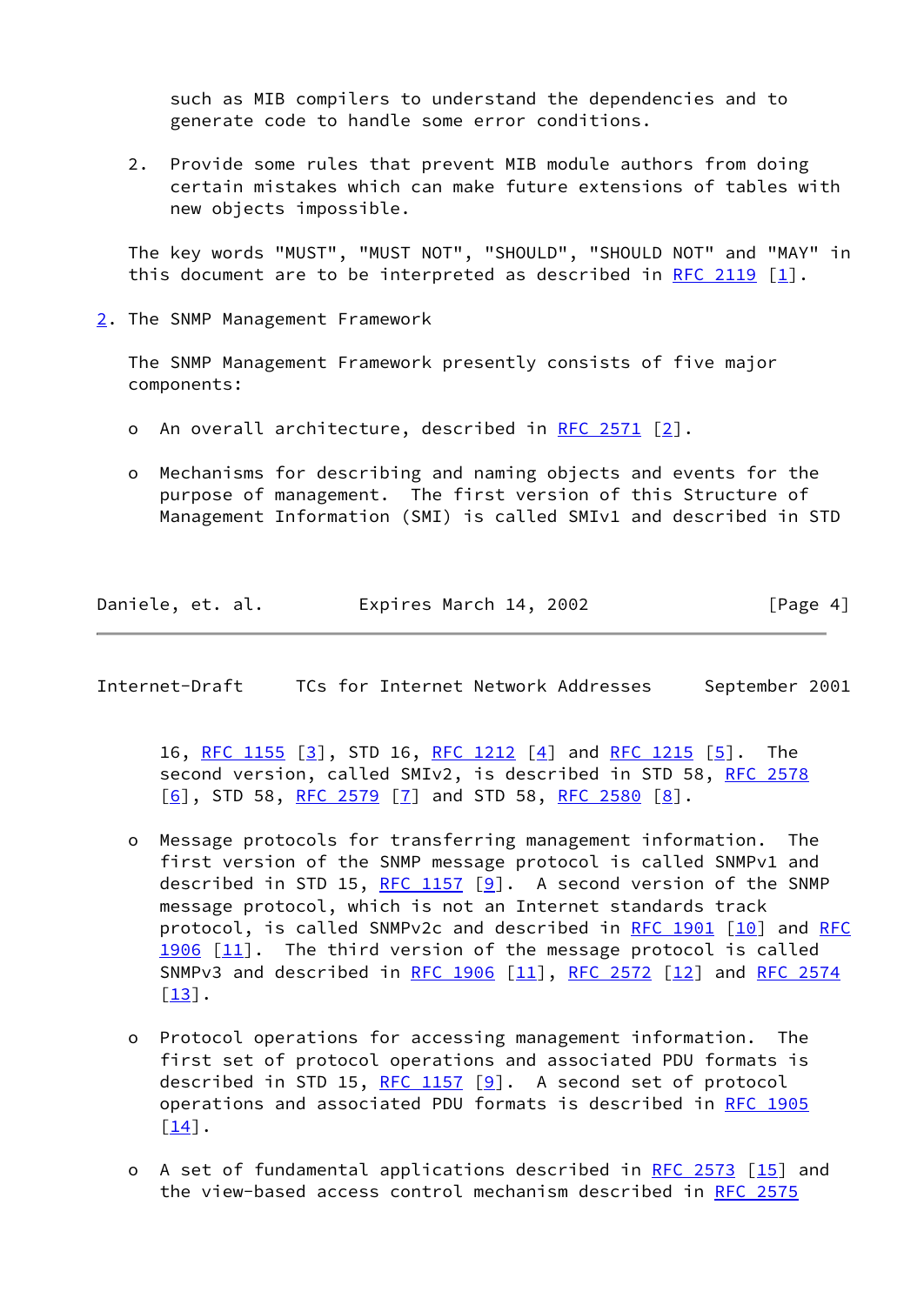such as MIB compilers to understand the dependencies and to generate code to handle some error conditions.

2. Provide some rules that prevent MIB module authors from doing certain mistakes which can make future extensions of tables with new objects impossible.

The key words "MUST", "MUST NOT", "SHOULD", "SHOULD NOT" and "MAY" in this document are to be interpreted as described in RFC 2119 [1].

## 2. The SNMP Management Framework

The SNMP Management Framework presently consists of five major components:

- An overall architecture, described in RFC 2571 [2].

- Mechanisms for describing and naming objects and events for the purpose of management. The first version of this Structure of Management Information (SMI) is called SMIv1 and described in STD 16, RFC 1155 [3], STD 16, RFC 1212 [4] and RFC 1215 [5]. The second version, called SMIv2, is described in STD 58, RFC 2578 [6], STD 58, RFC 2579 [7] and STD 58, RFC 2580 [8].

- Message protocols for transferring management information. The first version of the SNMP message protocol is called SNMPv1 and described in STD 15, RFC 1157 [9]. A second version of the SNMP message protocol, which is not an Internet standards track protocol, is called SNMPv2c and described in RFC 1901 [10] and RFC 1906 [11]. The third version of the message protocol is called SNMPv3 and described in RFC 1906 [11], RFC 2572 [12] and RFC 2574 [13].

- Protocol operations for accessing management information. The first set of protocol operations and associated PDU formats is described in STD 15, RFC 1157 [9]. A second set of protocol operations and associated PDU formats is described in RFC 1905 [14].

- A set of fundamental applications described in RFC 2573 [15] and the view-based access control mechanism described in RFC 2575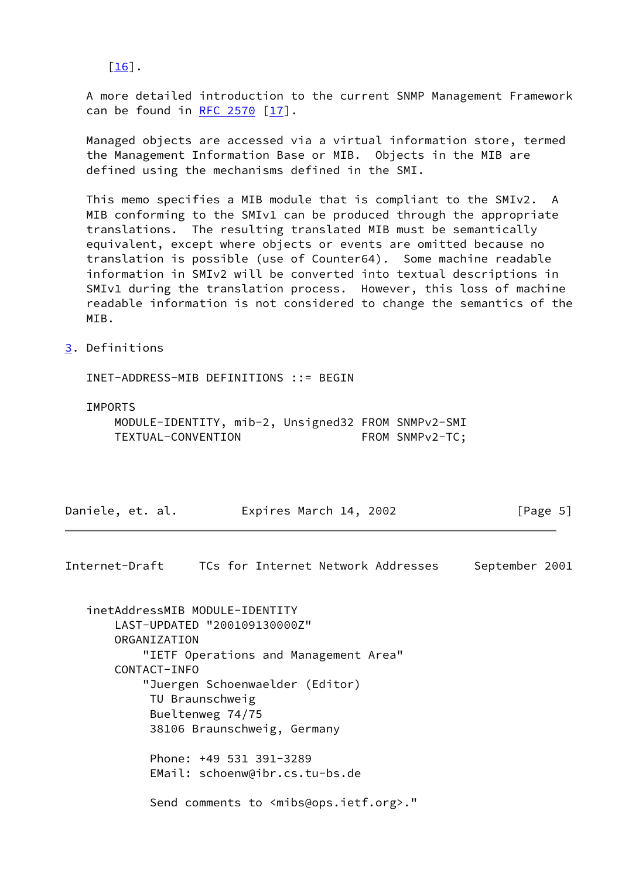[16].

A more detailed introduction to the current SNMP Management Framework can be found in RFC 2570 [17].

Managed objects are accessed via a virtual information store, termed the Management Information Base or MIB. Objects in the MIB are defined using the mechanisms defined in the SMI.

This memo specifies a MIB module that is compliant to the SMIv2. A MIB conforming to the SMIv1 can be produced through the appropriate translations. The resulting translated MIB must be semantically equivalent, except where objects or events are omitted because no translation is possible (use of Counter64). Some machine readable information in SMIv2 will be converted into textual descriptions in SMIv1 during the translation process. However, this loss of machine readable information is not considered to change the semantics of the MIB.

## 3. Definitions

```
INET-ADDRESS-MIB DEFINITIONS ::= BEGIN

IMPORTS
    MODULE-IDENTITY, mib-2, Unsigned32 FROM SNMPv2-SMI
    TEXTUAL-CONVENTION                 FROM SNMPv2-TC;

inetAddressMIB MODULE-IDENTITY
    LAST-UPDATED "200109130000Z"
    ORGANIZATION
        "IETF Operations and Management Area"
    CONTACT-INFO
        "Juergen Schoenwaelder (Editor)
         TU Braunschweig
         Bueltenweg 74/75
         38106 Braunschweig, Germany

         Phone: +49 531 391-3289
         EMail: schoenw@ibr.cs.tu-bs.de

         Send comments to <mibs@ops.ietf.org>."
```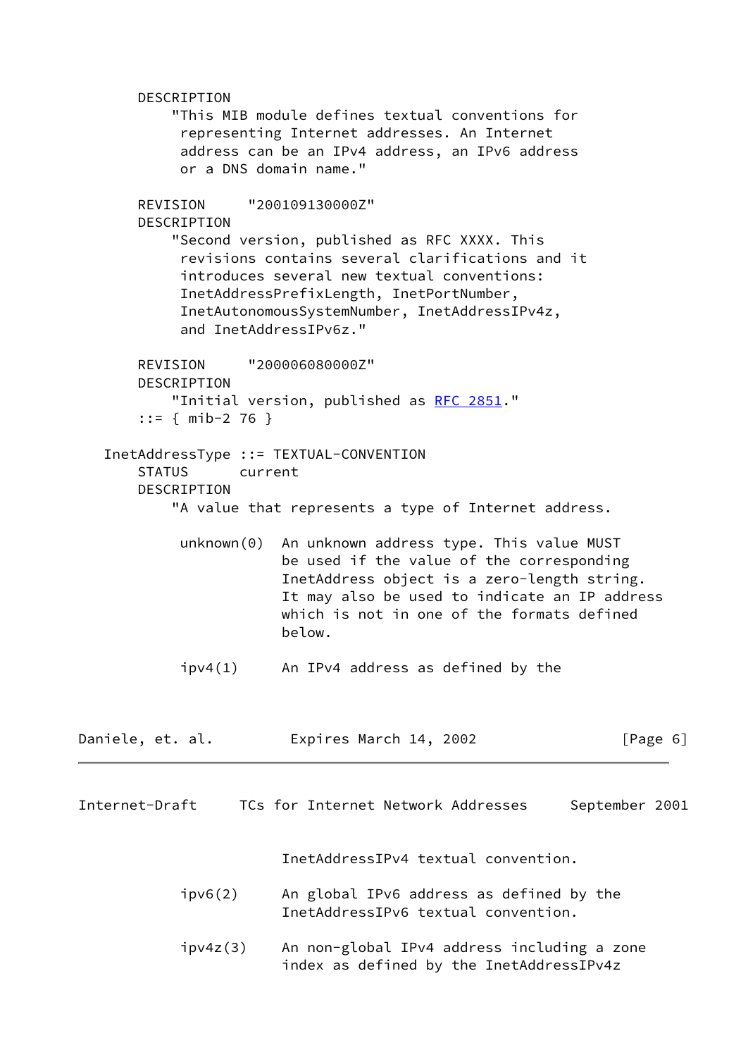```
       DESCRIPTION
           "This MIB module defines textual conventions for
            representing Internet addresses. An Internet
            address can be an IPv4 address, an IPv6 address
            or a DNS domain name."

       REVISION     "200109130000Z"
       DESCRIPTION
           "Second version, published as RFC XXXX. This
            revisions contains several clarifications and it
            introduces several new textual conventions:
            InetAddressPrefixLength, InetPortNumber,
            InetAutonomousSystemNumber, InetAddressIPv4z,
            and InetAddressIPv6z."

       REVISION     "200006080000Z"
       DESCRIPTION
           "Initial version, published as RFC 2851."
       ::= { mib-2 76 }

   InetAddressType ::= TEXTUAL-CONVENTION
       STATUS      current
       DESCRIPTION
           "A value that represents a type of Internet address.

            unknown(0)  An unknown address type. This value MUST
                        be used if the value of the corresponding
                        InetAddress object is a zero-length string.
                        It may also be used to indicate an IP address
                        which is not in one of the formats defined
                        below.

            ipv4(1)     An IPv4 address as defined by the
                        InetAddressIPv4 textual convention.

            ipv6(2)     An global IPv6 address as defined by the
                        InetAddressIPv6 textual convention.

            ipv4z(3)    An non-global IPv4 address including a zone
                        index as defined by the InetAddressIPv4z
```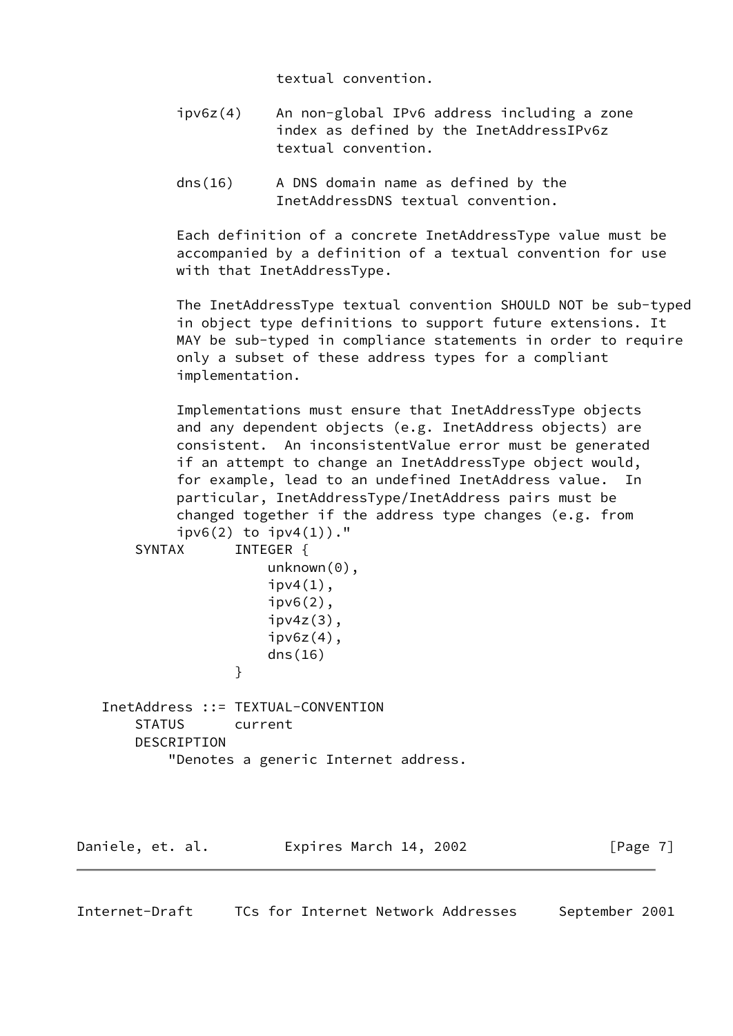```
                          textual convention.

              ipv6z(4)    An non-global IPv6 address including a zone
                          index as defined by the InetAddressIPv6z
                          textual convention.

              dns(16)     A DNS domain name as defined by the
                          InetAddressDNS textual convention.

              Each definition of a concrete InetAddressType value must be
              accompanied by a definition of a textual convention for use
              with that InetAddressType.

              The InetAddressType textual convention SHOULD NOT be sub-typed
              in object type definitions to support future extensions. It
              MAY be sub-typed in compliance statements in order to require
              only a subset of these address types for a compliant
              implementation.

              Implementations must ensure that InetAddressType objects
              and any dependent objects (e.g. InetAddress objects) are
              consistent.  An inconsistentValue error must be generated
              if an attempt to change an InetAddressType object would,
              for example, lead to an undefined InetAddress value.  In
              particular, InetAddressType/InetAddress pairs must be
              changed together if the address type changes (e.g. from
              ipv6(2) to ipv4(1))."
         SYNTAX      INTEGER {
                         unknown(0),
                         ipv4(1),
                         ipv6(2),
                         ipv4z(3),
                         ipv6z(4),
                         dns(16)
                     }

     InetAddress ::= TEXTUAL-CONVENTION
         STATUS      current
         DESCRIPTION
             "Denotes a generic Internet address.
```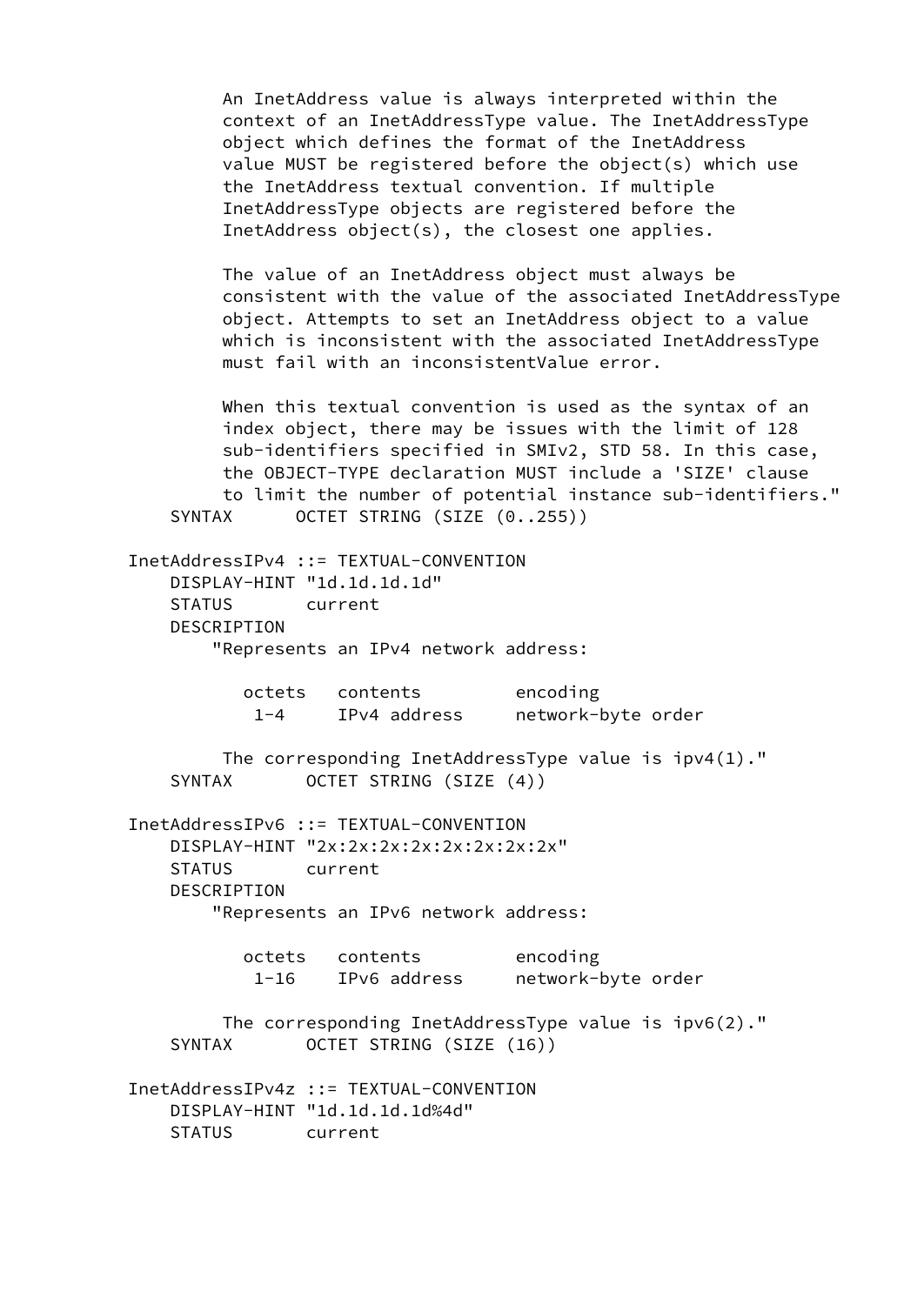```
          An InetAddress value is always interpreted within the
          context of an InetAddressType value. The InetAddressType
          object which defines the format of the InetAddress
          value MUST be registered before the object(s) which use
          the InetAddress textual convention. If multiple
          InetAddressType objects are registered before the
          InetAddress object(s), the closest one applies.

          The value of an InetAddress object must always be
          consistent with the value of the associated InetAddressType
          object. Attempts to set an InetAddress object to a value
          which is inconsistent with the associated InetAddressType
          must fail with an inconsistentValue error.

          When this textual convention is used as the syntax of an
          index object, there may be issues with the limit of 128
          sub-identifiers specified in SMIv2, STD 58. In this case,
          the OBJECT-TYPE declaration MUST include a 'SIZE' clause
          to limit the number of potential instance sub-identifiers."
     SYNTAX      OCTET STRING (SIZE (0..255))

 InetAddressIPv4 ::= TEXTUAL-CONVENTION
     DISPLAY-HINT "1d.1d.1d.1d"
     STATUS       current
     DESCRIPTION
         "Represents an IPv4 network address:

            octets   contents         encoding
             1-4     IPv4 address     network-byte order

          The corresponding InetAddressType value is ipv4(1)."
     SYNTAX       OCTET STRING (SIZE (4))

 InetAddressIPv6 ::= TEXTUAL-CONVENTION
     DISPLAY-HINT "2x:2x:2x:2x:2x:2x:2x:2x"
     STATUS       current
     DESCRIPTION
         "Represents an IPv6 network address:

            octets   contents         encoding
             1-16    IPv6 address     network-byte order

          The corresponding InetAddressType value is ipv6(2)."
     SYNTAX       OCTET STRING (SIZE (16))

 InetAddressIPv4z ::= TEXTUAL-CONVENTION
     DISPLAY-HINT "1d.1d.1d.1d%4d"
     STATUS       current
```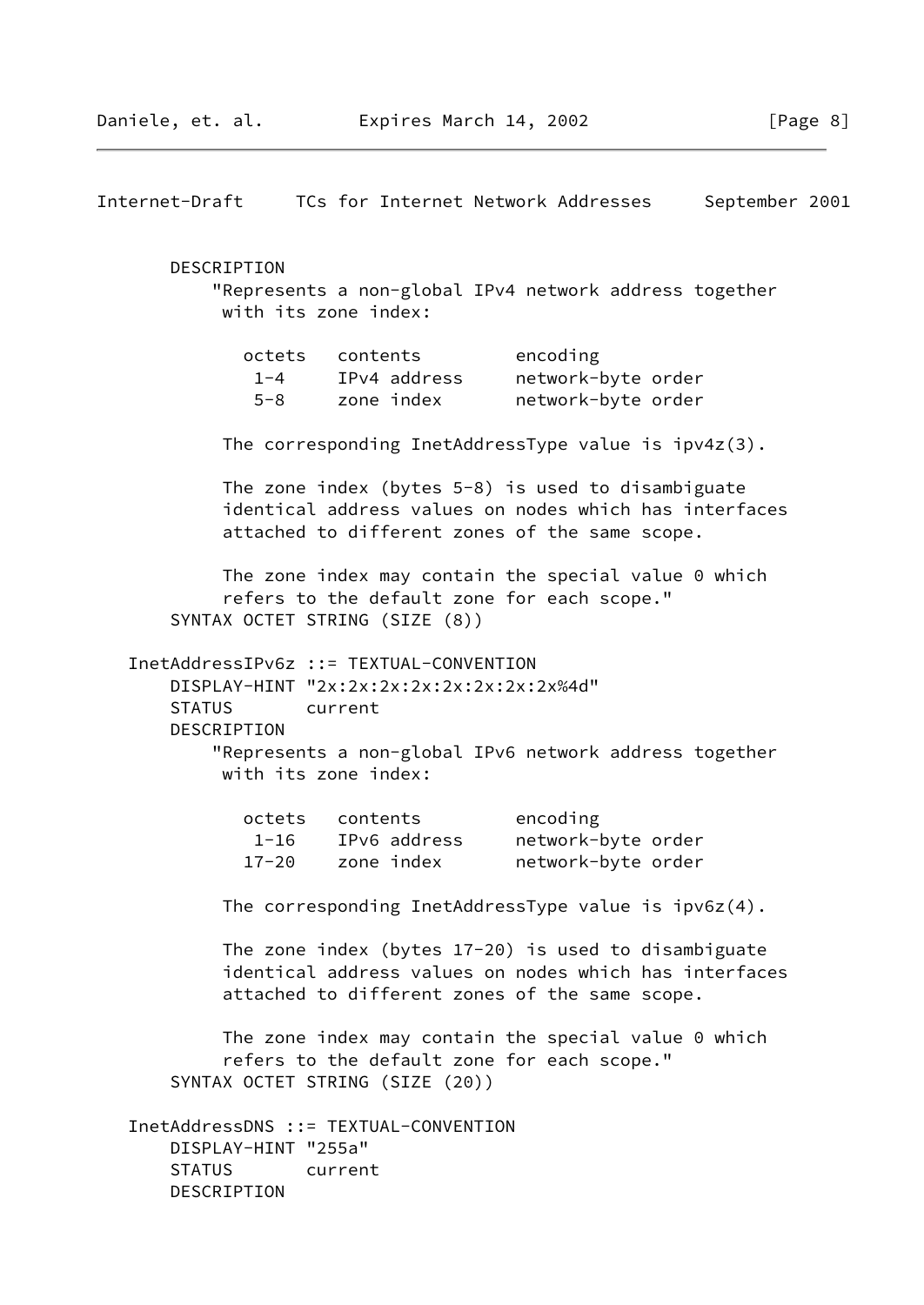```
       DESCRIPTION
           "Represents a non-global IPv4 network address together
            with its zone index:

              octets   contents         encoding
               1-4     IPv4 address     network-byte order
               5-8     zone index       network-byte order

            The corresponding InetAddressType value is ipv4z(3).

            The zone index (bytes 5-8) is used to disambiguate
            identical address values on nodes which has interfaces
            attached to different zones of the same scope.

            The zone index may contain the special value 0 which
            refers to the default zone for each scope."
       SYNTAX OCTET STRING (SIZE (8))

   InetAddressIPv6z ::= TEXTUAL-CONVENTION
       DISPLAY-HINT "2x:2x:2x:2x:2x:2x:2x:2x%4d"
       STATUS       current
       DESCRIPTION
           "Represents a non-global IPv6 network address together
            with its zone index:

              octets   contents         encoding
               1-16    IPv6 address     network-byte order
              17-20    zone index       network-byte order

            The corresponding InetAddressType value is ipv6z(4).

            The zone index (bytes 17-20) is used to disambiguate
            identical address values on nodes which has interfaces
            attached to different zones of the same scope.

            The zone index may contain the special value 0 which
            refers to the default zone for each scope."
       SYNTAX OCTET STRING (SIZE (20))

   InetAddressDNS ::= TEXTUAL-CONVENTION
       DISPLAY-HINT "255a"
       STATUS       current
       DESCRIPTION
```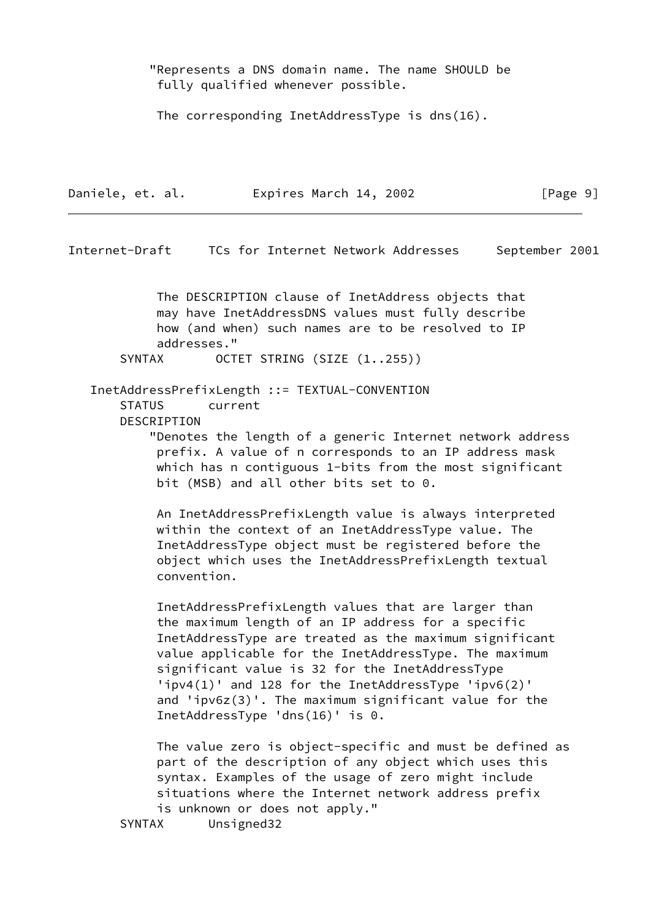```
           "Represents a DNS domain name. The name SHOULD be
            fully qualified whenever possible.

            The corresponding InetAddressType is dns(16).

            The DESCRIPTION clause of InetAddress objects that
            may have InetAddressDNS values must fully describe
            how (and when) such names are to be resolved to IP
            addresses."
       SYNTAX       OCTET STRING (SIZE (1..255))

   InetAddressPrefixLength ::= TEXTUAL-CONVENTION
       STATUS      current
       DESCRIPTION
           "Denotes the length of a generic Internet network address
            prefix. A value of n corresponds to an IP address mask
            which has n contiguous 1-bits from the most significant
            bit (MSB) and all other bits set to 0.

            An InetAddressPrefixLength value is always interpreted
            within the context of an InetAddressType value. The
            InetAddressType object must be registered before the
            object which uses the InetAddressPrefixLength textual
            convention.

            InetAddressPrefixLength values that are larger than
            the maximum length of an IP address for a specific
            InetAddressType are treated as the maximum significant
            value applicable for the InetAddressType. The maximum
            significant value is 32 for the InetAddressType
            'ipv4(1)' and 128 for the InetAddressType 'ipv6(2)'
            and 'ipv6z(3)'. The maximum significant value for the
            InetAddressType 'dns(16)' is 0.

            The value zero is object-specific and must be defined as
            part of the description of any object which uses this
            syntax. Examples of the usage of zero might include
            situations where the Internet network address prefix
            is unknown or does not apply."
       SYNTAX      Unsigned32
```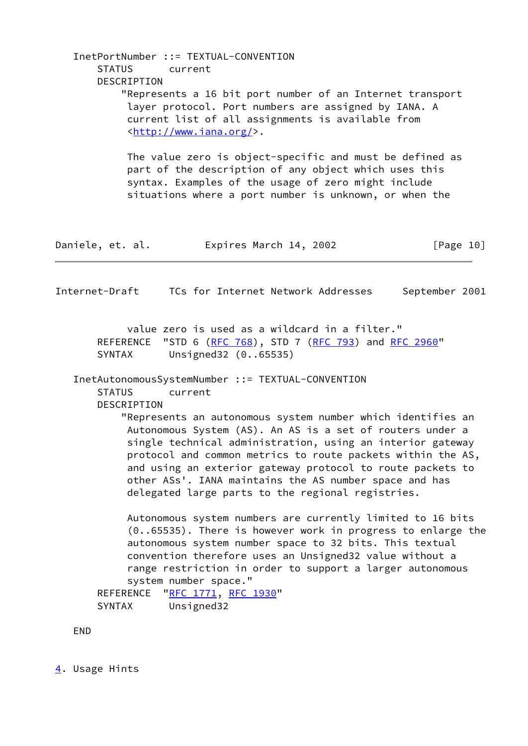```
   InetPortNumber ::= TEXTUAL-CONVENTION
       STATUS      current
       DESCRIPTION
           "Represents a 16 bit port number of an Internet transport
            layer protocol. Port numbers are assigned by IANA. A
            current list of all assignments is available from
            <http://www.iana.org/>.

            The value zero is object-specific and must be defined as
            part of the description of any object which uses this
            syntax. Examples of the usage of zero might include
            situations where a port number is unknown, or when the
            value zero is used as a wildcard in a filter."
       REFERENCE   "STD 6 (RFC 768), STD 7 (RFC 793) and RFC 2960"
       SYNTAX      Unsigned32 (0..65535)

   InetAutonomousSystemNumber ::= TEXTUAL-CONVENTION
       STATUS      current
       DESCRIPTION
           "Represents an autonomous system number which identifies an
            Autonomous System (AS). An AS is a set of routers under a
            single technical administration, using an interior gateway
            protocol and common metrics to route packets within the AS,
            and using an exterior gateway protocol to route packets to
            other ASs'. IANA maintains the AS number space and has
            delegated large parts to the regional registries.

            Autonomous system numbers are currently limited to 16 bits
            (0..65535). There is however work in progress to enlarge the
            autonomous system number space to 32 bits. This textual
            convention therefore uses an Unsigned32 value without a
            range restriction in order to support a larger autonomous
            system number space."
       REFERENCE   "RFC 1771, RFC 1930"
       SYNTAX      Unsigned32

   END
```

## 4. Usage Hints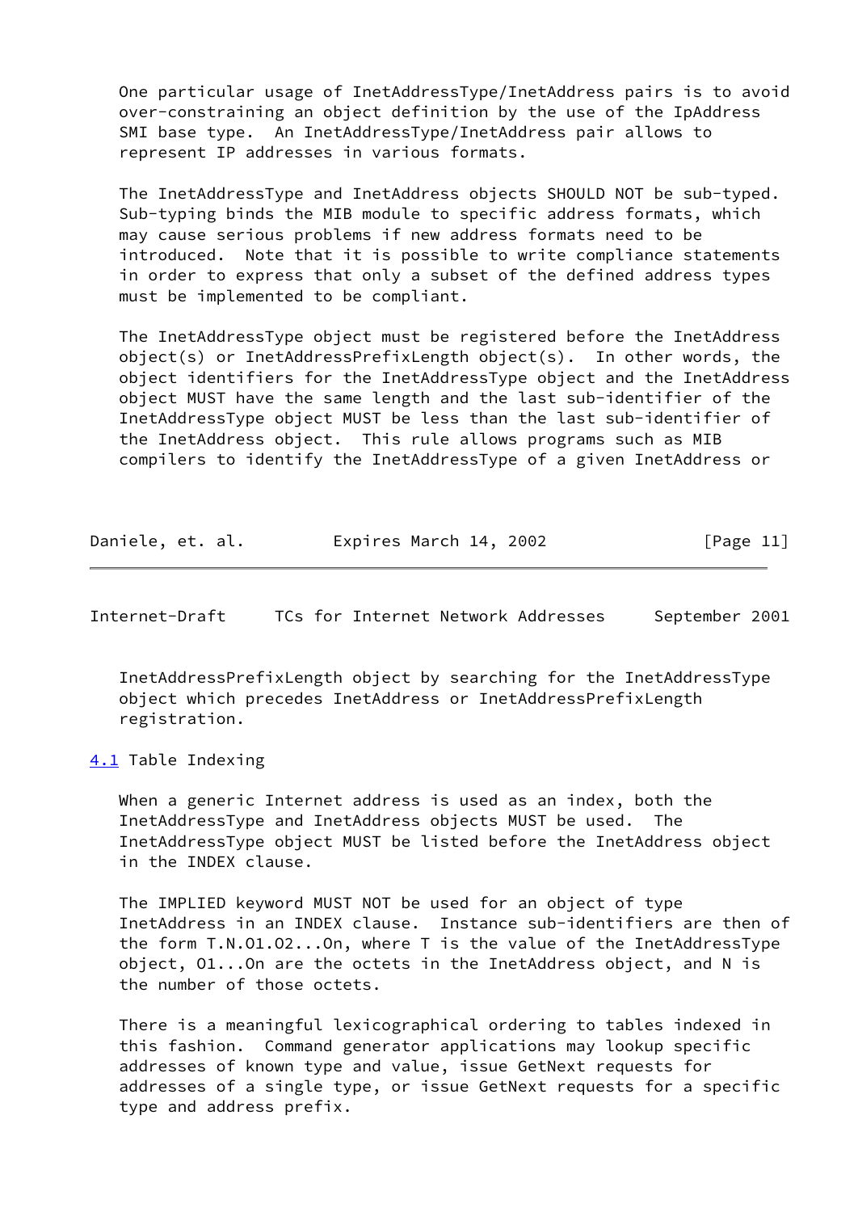One particular usage of InetAddressType/InetAddress pairs is to avoid over-constraining an object definition by the use of the IpAddress SMI base type. An InetAddressType/InetAddress pair allows to represent IP addresses in various formats.

The InetAddressType and InetAddress objects SHOULD NOT be sub-typed. Sub-typing binds the MIB module to specific address formats, which may cause serious problems if new address formats need to be introduced. Note that it is possible to write compliance statements in order to express that only a subset of the defined address types must be implemented to be compliant.

The InetAddressType object must be registered before the InetAddress object(s) or InetAddressPrefixLength object(s). In other words, the object identifiers for the InetAddressType object and the InetAddress object MUST have the same length and the last sub-identifier of the InetAddressType object MUST be less than the last sub-identifier of the InetAddress object. This rule allows programs such as MIB compilers to identify the InetAddressType of a given InetAddress or InetAddressPrefixLength object by searching for the InetAddressType object which precedes InetAddress or InetAddressPrefixLength registration.

## 4.1 Table Indexing

When a generic Internet address is used as an index, both the InetAddressType and InetAddress objects MUST be used. The InetAddressType object MUST be listed before the InetAddress object in the INDEX clause.

The IMPLIED keyword MUST NOT be used for an object of type InetAddress in an INDEX clause. Instance sub-identifiers are then of the form T.N.O1.O2...On, where T is the value of the InetAddressType object, O1...On are the octets in the InetAddress object, and N is the number of those octets.

There is a meaningful lexicographical ordering to tables indexed in this fashion. Command generator applications may lookup specific addresses of known type and value, issue GetNext requests for addresses of a single type, or issue GetNext requests for a specific type and address prefix.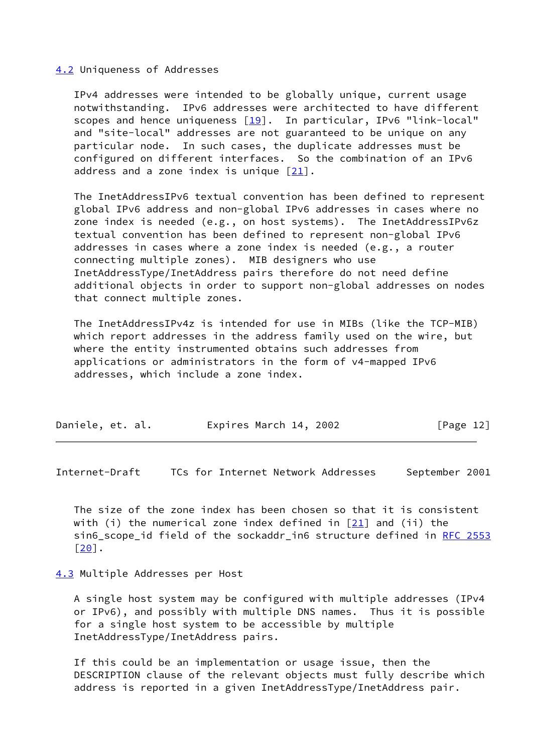## 4.2 Uniqueness of Addresses

IPv4 addresses were intended to be globally unique, current usage notwithstanding. IPv6 addresses were architected to have different scopes and hence uniqueness [19]. In particular, IPv6 "link-local" and "site-local" addresses are not guaranteed to be unique on any particular node. In such cases, the duplicate addresses must be configured on different interfaces. So the combination of an IPv6 address and a zone index is unique [21].

The InetAddressIPv6 textual convention has been defined to represent global IPv6 address and non-global IPv6 addresses in cases where no zone index is needed (e.g., on host systems). The InetAddressIPv6z textual convention has been defined to represent non-global IPv6 addresses in cases where a zone index is needed (e.g., a router connecting multiple zones). MIB designers who use InetAddressType/InetAddress pairs therefore do not need define additional objects in order to support non-global addresses on nodes that connect multiple zones.

The InetAddressIPv4z is intended for use in MIBs (like the TCP-MIB) which report addresses in the address family used on the wire, but where the entity instrumented obtains such addresses from applications or administrators in the form of v4-mapped IPv6 addresses, which include a zone index.

The size of the zone index has been chosen so that it is consistent with (i) the numerical zone index defined in [21] and (ii) the sin6_scope_id field of the sockaddr_in6 structure defined in RFC 2553 [20].

## 4.3 Multiple Addresses per Host

A single host system may be configured with multiple addresses (IPv4 or IPv6), and possibly with multiple DNS names. Thus it is possible for a single host system to be accessible by multiple InetAddressType/InetAddress pairs.

If this could be an implementation or usage issue, then the DESCRIPTION clause of the relevant objects must fully describe which address is reported in a given InetAddressType/InetAddress pair.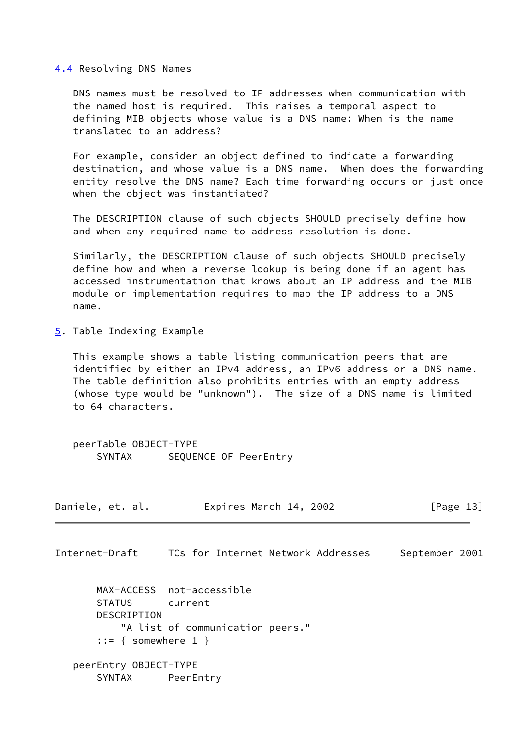### 4.4 Resolving DNS Names

DNS names must be resolved to IP addresses when communication with the named host is required. This raises a temporal aspect to defining MIB objects whose value is a DNS name: When is the name translated to an address?

For example, consider an object defined to indicate a forwarding destination, and whose value is a DNS name. When does the forwarding entity resolve the DNS name? Each time forwarding occurs or just once when the object was instantiated?

The DESCRIPTION clause of such objects SHOULD precisely define how and when any required name to address resolution is done.

Similarly, the DESCRIPTION clause of such objects SHOULD precisely define how and when a reverse lookup is being done if an agent has accessed instrumentation that knows about an IP address and the MIB module or implementation requires to map the IP address to a DNS name.

## 5. Table Indexing Example

This example shows a table listing communication peers that are identified by either an IPv4 address, an IPv6 address or a DNS name. The table definition also prohibits entries with an empty address (whose type would be "unknown"). The size of a DNS name is limited to 64 characters.

```
peerTable OBJECT-TYPE
    SYNTAX      SEQUENCE OF PeerEntry
    MAX-ACCESS  not-accessible
    STATUS      current
    DESCRIPTION
        "A list of communication peers."
    ::= { somewhere 1 }

peerEntry OBJECT-TYPE
    SYNTAX      PeerEntry
```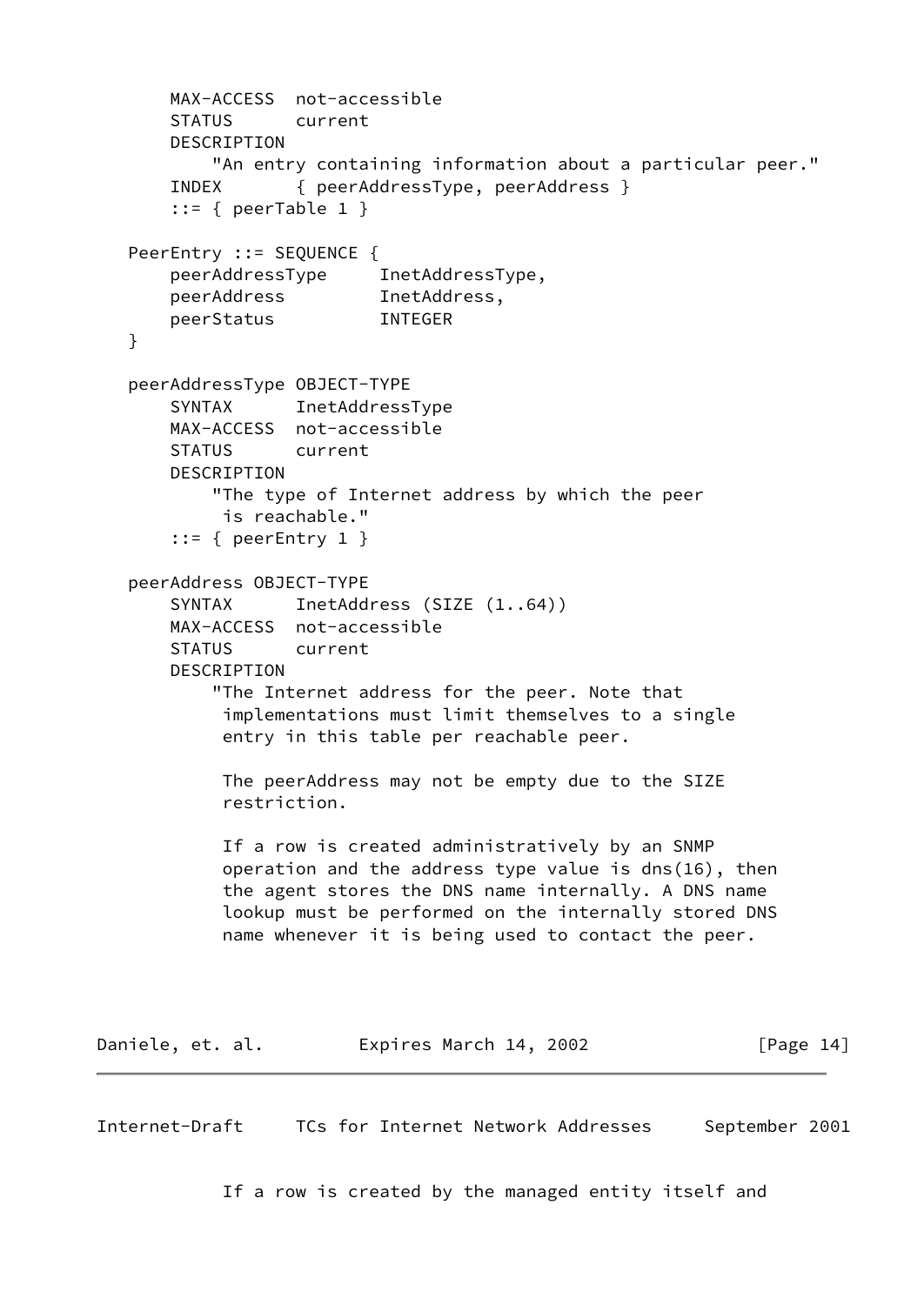```
       MAX-ACCESS  not-accessible
       STATUS      current
       DESCRIPTION
           "An entry containing information about a particular peer."
       INDEX       { peerAddressType, peerAddress }
       ::= { peerTable 1 }

   PeerEntry ::= SEQUENCE {
       peerAddressType     InetAddressType,
       peerAddress         InetAddress,
       peerStatus          INTEGER
   }

   peerAddressType OBJECT-TYPE
       SYNTAX      InetAddressType
       MAX-ACCESS  not-accessible
       STATUS      current
       DESCRIPTION
           "The type of Internet address by which the peer
            is reachable."
       ::= { peerEntry 1 }

   peerAddress OBJECT-TYPE
       SYNTAX      InetAddress (SIZE (1..64))
       MAX-ACCESS  not-accessible
       STATUS      current
       DESCRIPTION
           "The Internet address for the peer. Note that
            implementations must limit themselves to a single
            entry in this table per reachable peer.

            The peerAddress may not be empty due to the SIZE
            restriction.

            If a row is created administratively by an SNMP
            operation and the address type value is dns(16), then
            the agent stores the DNS name internally. A DNS name
            lookup must be performed on the internally stored DNS
            name whenever it is being used to contact the peer.

            If a row is created by the managed entity itself and
```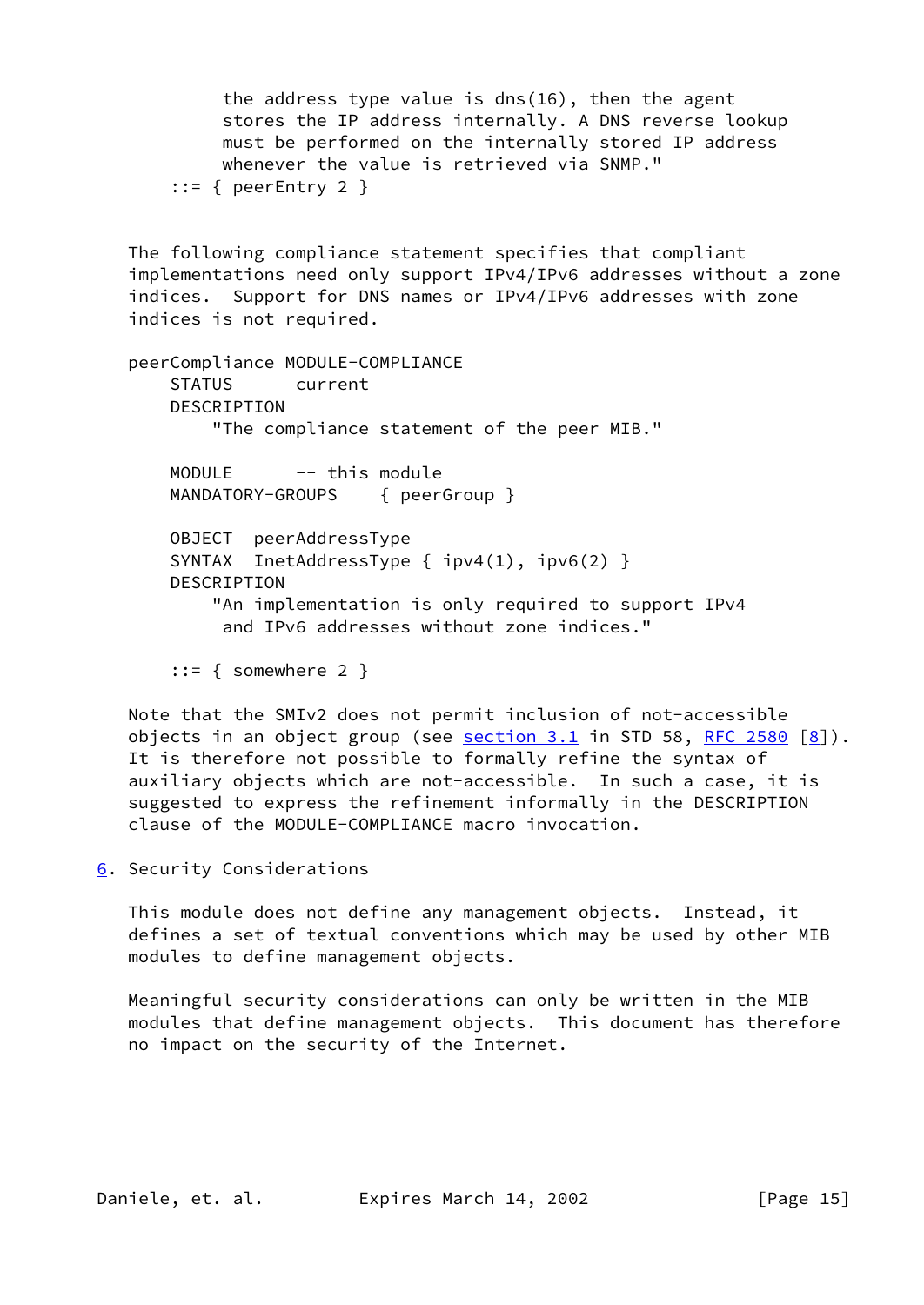```
          the address type value is dns(16), then the agent
          stores the IP address internally. A DNS reverse lookup
          must be performed on the internally stored IP address
          whenever the value is retrieved via SNMP."
     ::= { peerEntry 2 }
```

The following compliance statement specifies that compliant implementations need only support IPv4/IPv6 addresses without a zone indices. Support for DNS names or IPv4/IPv6 addresses with zone indices is not required.

```
peerCompliance MODULE-COMPLIANCE
    STATUS      current
    DESCRIPTION
        "The compliance statement of the peer MIB."

    MODULE      -- this module
    MANDATORY-GROUPS    { peerGroup }

    OBJECT  peerAddressType
    SYNTAX  InetAddressType { ipv4(1), ipv6(2) }
    DESCRIPTION
        "An implementation is only required to support IPv4
         and IPv6 addresses without zone indices."

    ::= { somewhere 2 }
```

Note that the SMIv2 does not permit inclusion of not-accessible objects in an object group (see section 3.1 in STD 58, RFC 2580 [8]). It is therefore not possible to formally refine the syntax of auxiliary objects which are not-accessible. In such a case, it is suggested to express the refinement informally in the DESCRIPTION clause of the MODULE-COMPLIANCE macro invocation.

## 6. Security Considerations

This module does not define any management objects. Instead, it defines a set of textual conventions which may be used by other MIB modules to define management objects.

Meaningful security considerations can only be written in the MIB modules that define management objects. This document has therefore no impact on the security of the Internet.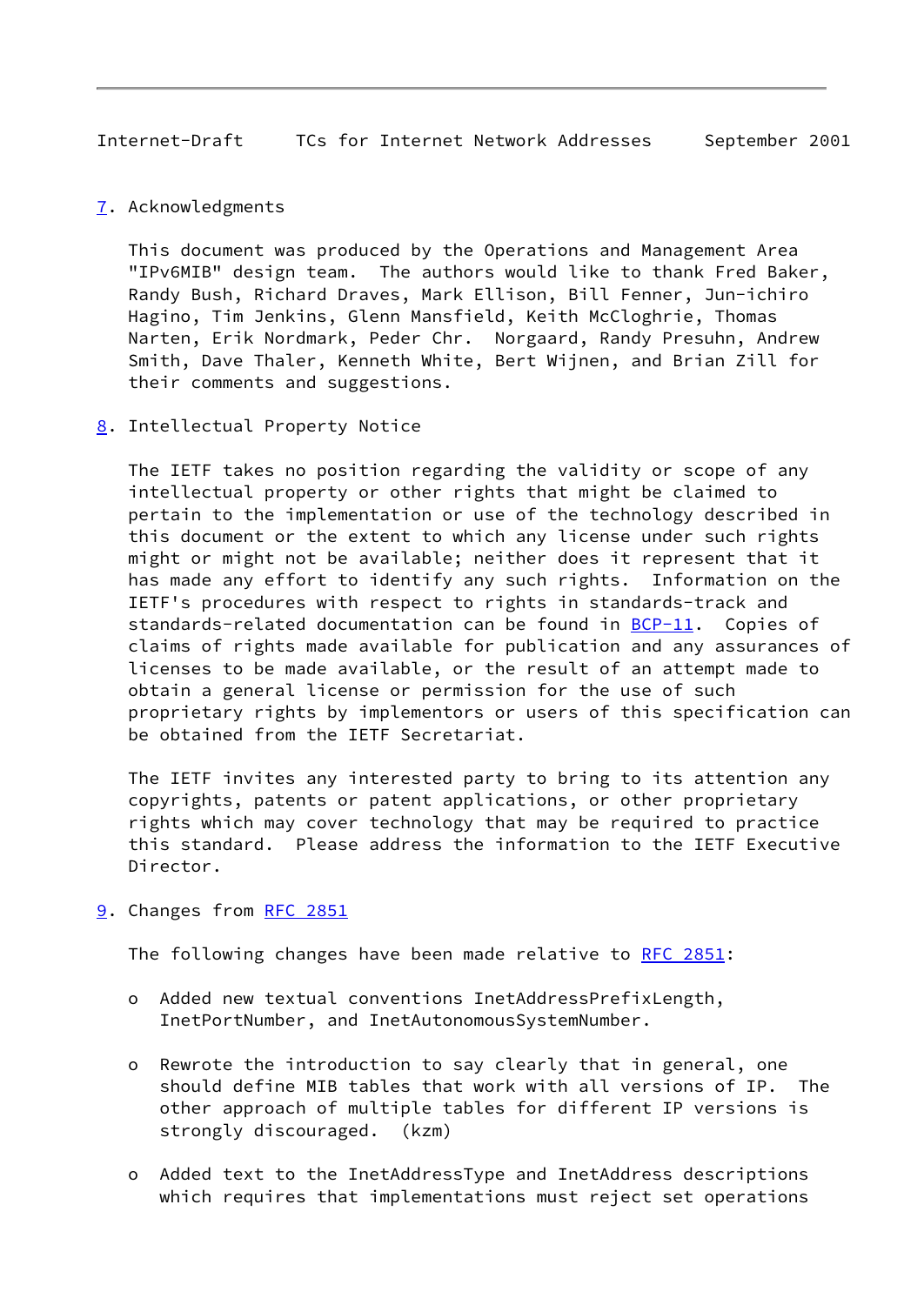## 7. Acknowledgments

This document was produced by the Operations and Management Area "IPv6MIB" design team. The authors would like to thank Fred Baker, Randy Bush, Richard Draves, Mark Ellison, Bill Fenner, Jun-ichiro Hagino, Tim Jenkins, Glenn Mansfield, Keith McCloghrie, Thomas Narten, Erik Nordmark, Peder Chr. Norgaard, Randy Presuhn, Andrew Smith, Dave Thaler, Kenneth White, Bert Wijnen, and Brian Zill for their comments and suggestions.

## 8. Intellectual Property Notice

The IETF takes no position regarding the validity or scope of any intellectual property or other rights that might be claimed to pertain to the implementation or use of the technology described in this document or the extent to which any license under such rights might or might not be available; neither does it represent that it has made any effort to identify any such rights. Information on the IETF's procedures with respect to rights in standards-track and standards-related documentation can be found in BCP-11. Copies of claims of rights made available for publication and any assurances of licenses to be made available, or the result of an attempt made to obtain a general license or permission for the use of such proprietary rights by implementors or users of this specification can be obtained from the IETF Secretariat.

The IETF invites any interested party to bring to its attention any copyrights, patents or patent applications, or other proprietary rights which may cover technology that may be required to practice this standard. Please address the information to the IETF Executive Director.

## 9. Changes from RFC 2851

The following changes have been made relative to RFC 2851:

- Added new textual conventions InetAddressPrefixLength, InetPortNumber, and InetAutonomousSystemNumber.

- Rewrote the introduction to say clearly that in general, one should define MIB tables that work with all versions of IP. The other approach of multiple tables for different IP versions is strongly discouraged. (kzm)

- Added text to the InetAddressType and InetAddress descriptions which requires that implementations must reject set operations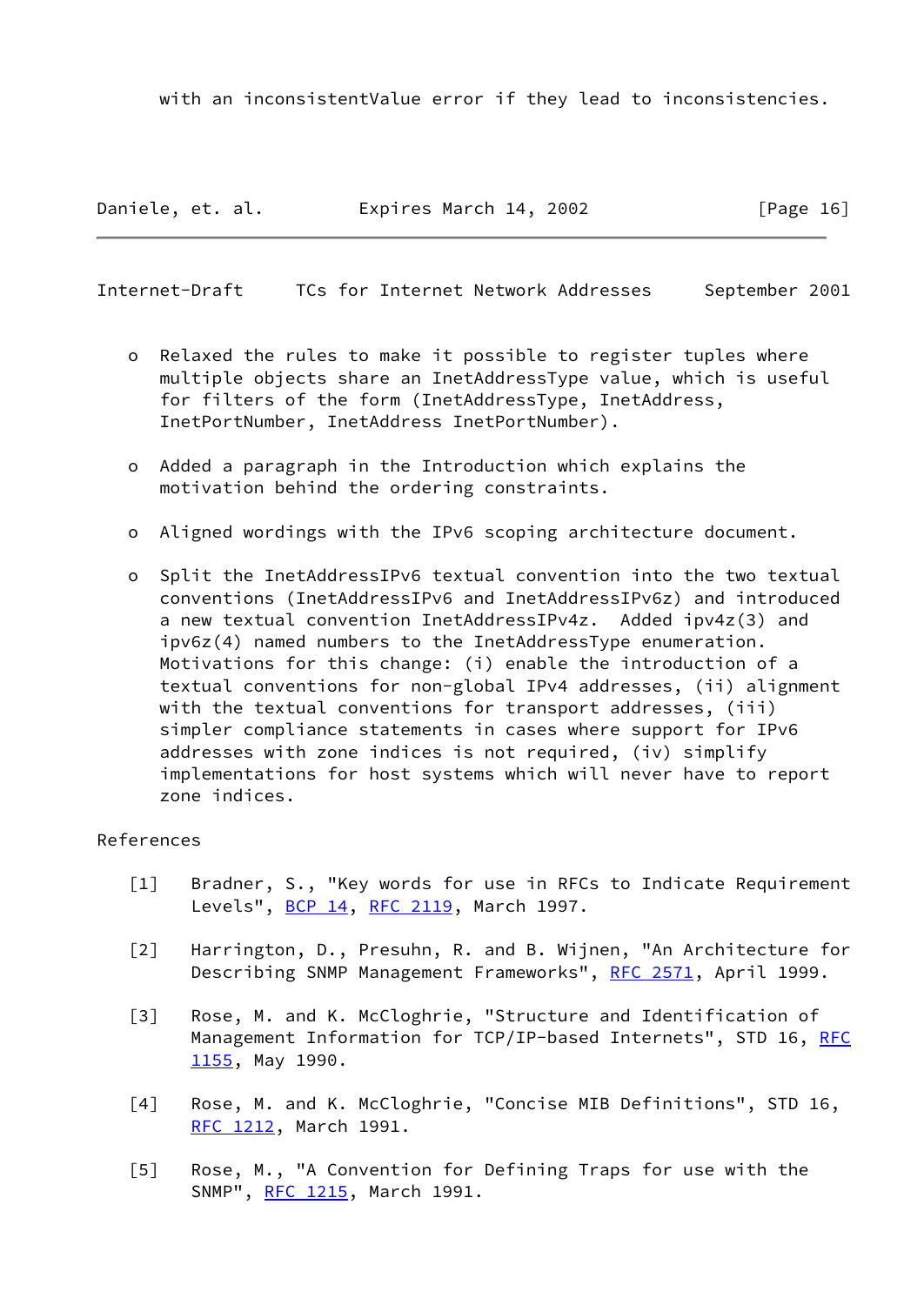with an inconsistentValue error if they lead to inconsistencies.

- Relaxed the rules to make it possible to register tuples where multiple objects share an InetAddressType value, which is useful for filters of the form (InetAddressType, InetAddress, InetPortNumber, InetAddress InetPortNumber).

- Added a paragraph in the Introduction which explains the motivation behind the ordering constraints.

- Aligned wordings with the IPv6 scoping architecture document.

- Split the InetAddressIPv6 textual convention into the two textual conventions (InetAddressIPv6 and InetAddressIPv6z) and introduced a new textual convention InetAddressIPv4z. Added ipv4z(3) and ipv6z(4) named numbers to the InetAddressType enumeration. Motivations for this change: (i) enable the introduction of a textual conventions for non-global IPv4 addresses, (ii) alignment with the textual conventions for transport addresses, (iii) simpler compliance statements in cases where support for IPv6 addresses with zone indices is not required, (iv) simplify implementations for host systems which will never have to report zone indices.

## References

[1] Bradner, S., "Key words for use in RFCs to Indicate Requirement Levels", BCP 14, RFC 2119, March 1997.

[2] Harrington, D., Presuhn, R. and B. Wijnen, "An Architecture for Describing SNMP Management Frameworks", RFC 2571, April 1999.

[3] Rose, M. and K. McCloghrie, "Structure and Identification of Management Information for TCP/IP-based Internets", STD 16, RFC 1155, May 1990.

[4] Rose, M. and K. McCloghrie, "Concise MIB Definitions", STD 16, RFC 1212, March 1991.

[5] Rose, M., "A Convention for Defining Traps for use with the SNMP", RFC 1215, March 1991.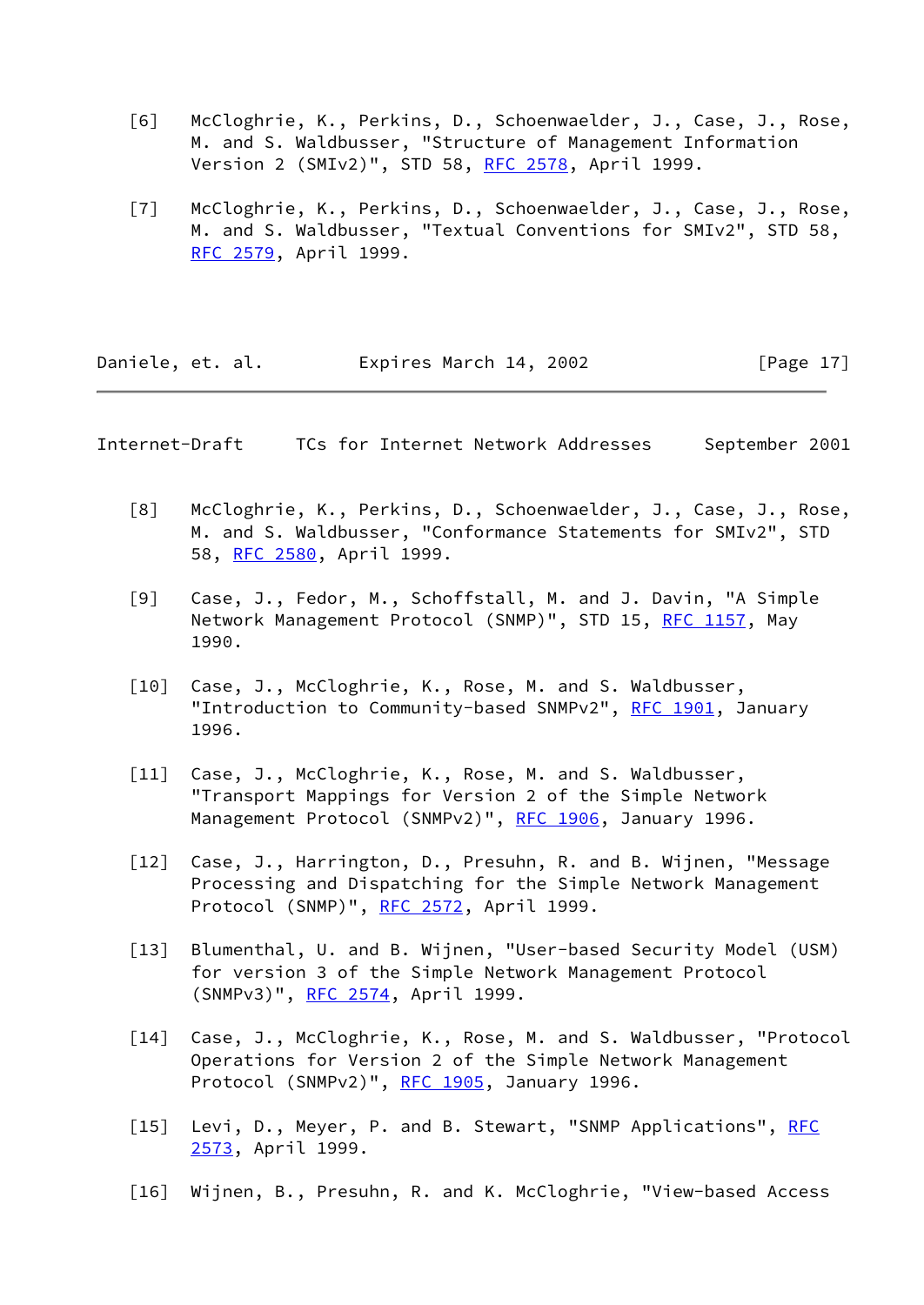[6] McCloghrie, K., Perkins, D., Schoenwaelder, J., Case, J., Rose, M. and S. Waldbusser, "Structure of Management Information Version 2 (SMIv2)", STD 58, RFC 2578, April 1999.

[7] McCloghrie, K., Perkins, D., Schoenwaelder, J., Case, J., Rose, M. and S. Waldbusser, "Textual Conventions for SMIv2", STD 58, RFC 2579, April 1999.

[8] McCloghrie, K., Perkins, D., Schoenwaelder, J., Case, J., Rose, M. and S. Waldbusser, "Conformance Statements for SMIv2", STD 58, RFC 2580, April 1999.

[9] Case, J., Fedor, M., Schoffstall, M. and J. Davin, "A Simple Network Management Protocol (SNMP)", STD 15, RFC 1157, May 1990.

[10] Case, J., McCloghrie, K., Rose, M. and S. Waldbusser, "Introduction to Community-based SNMPv2", RFC 1901, January 1996.

[11] Case, J., McCloghrie, K., Rose, M. and S. Waldbusser, "Transport Mappings for Version 2 of the Simple Network Management Protocol (SNMPv2)", RFC 1906, January 1996.

[12] Case, J., Harrington, D., Presuhn, R. and B. Wijnen, "Message Processing and Dispatching for the Simple Network Management Protocol (SNMP)", RFC 2572, April 1999.

[13] Blumenthal, U. and B. Wijnen, "User-based Security Model (USM) for version 3 of the Simple Network Management Protocol (SNMPv3)", RFC 2574, April 1999.

[14] Case, J., McCloghrie, K., Rose, M. and S. Waldbusser, "Protocol Operations for Version 2 of the Simple Network Management Protocol (SNMPv2)", RFC 1905, January 1996.

[15] Levi, D., Meyer, P. and B. Stewart, "SNMP Applications", RFC 2573, April 1999.

[16] Wijnen, B., Presuhn, R. and K. McCloghrie, "View-based Access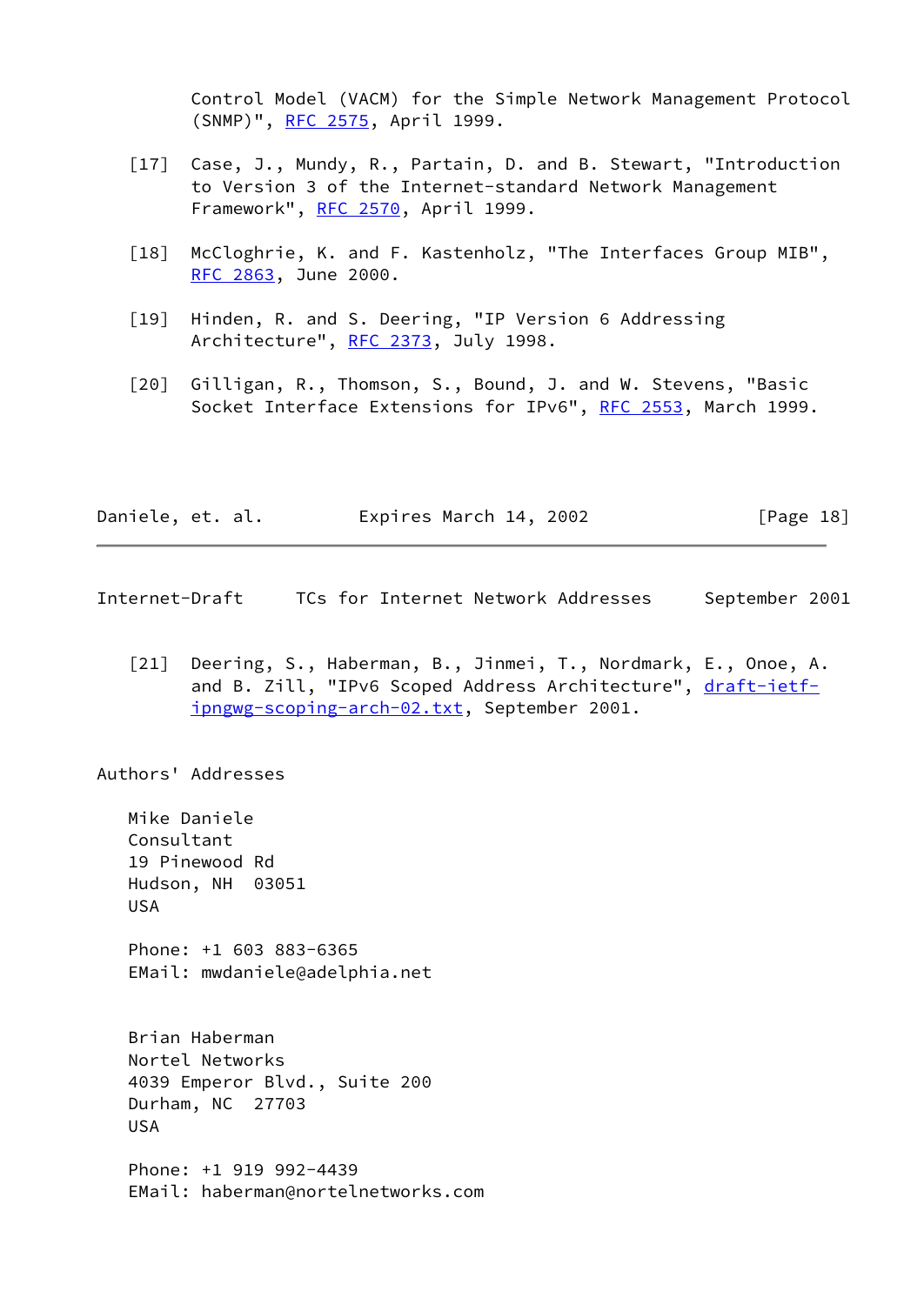Control Model (VACM) for the Simple Network Management Protocol (SNMP)", RFC 2575, April 1999.

[17] Case, J., Mundy, R., Partain, D. and B. Stewart, "Introduction to Version 3 of the Internet-standard Network Management Framework", RFC 2570, April 1999.

[18] McCloghrie, K. and F. Kastenholz, "The Interfaces Group MIB", RFC 2863, June 2000.

[19] Hinden, R. and S. Deering, "IP Version 6 Addressing Architecture", RFC 2373, July 1998.

[20] Gilligan, R., Thomson, S., Bound, J. and W. Stevens, "Basic Socket Interface Extensions for IPv6", RFC 2553, March 1999.

[21] Deering, S., Haberman, B., Jinmei, T., Nordmark, E., Onoe, A. and B. Zill, "IPv6 Scoped Address Architecture", draft-ietf-ipngwg-scoping-arch-02.txt, September 2001.

## Authors' Addresses

Mike Daniele
Consultant
19 Pinewood Rd
Hudson, NH 03051
USA

Phone: +1 603 883-6365
EMail: mwdaniele@adelphia.net

Brian Haberman
Nortel Networks
4039 Emperor Blvd., Suite 200
Durham, NC 27703
USA

Phone: +1 919 992-4439
EMail: haberman@nortelnetworks.com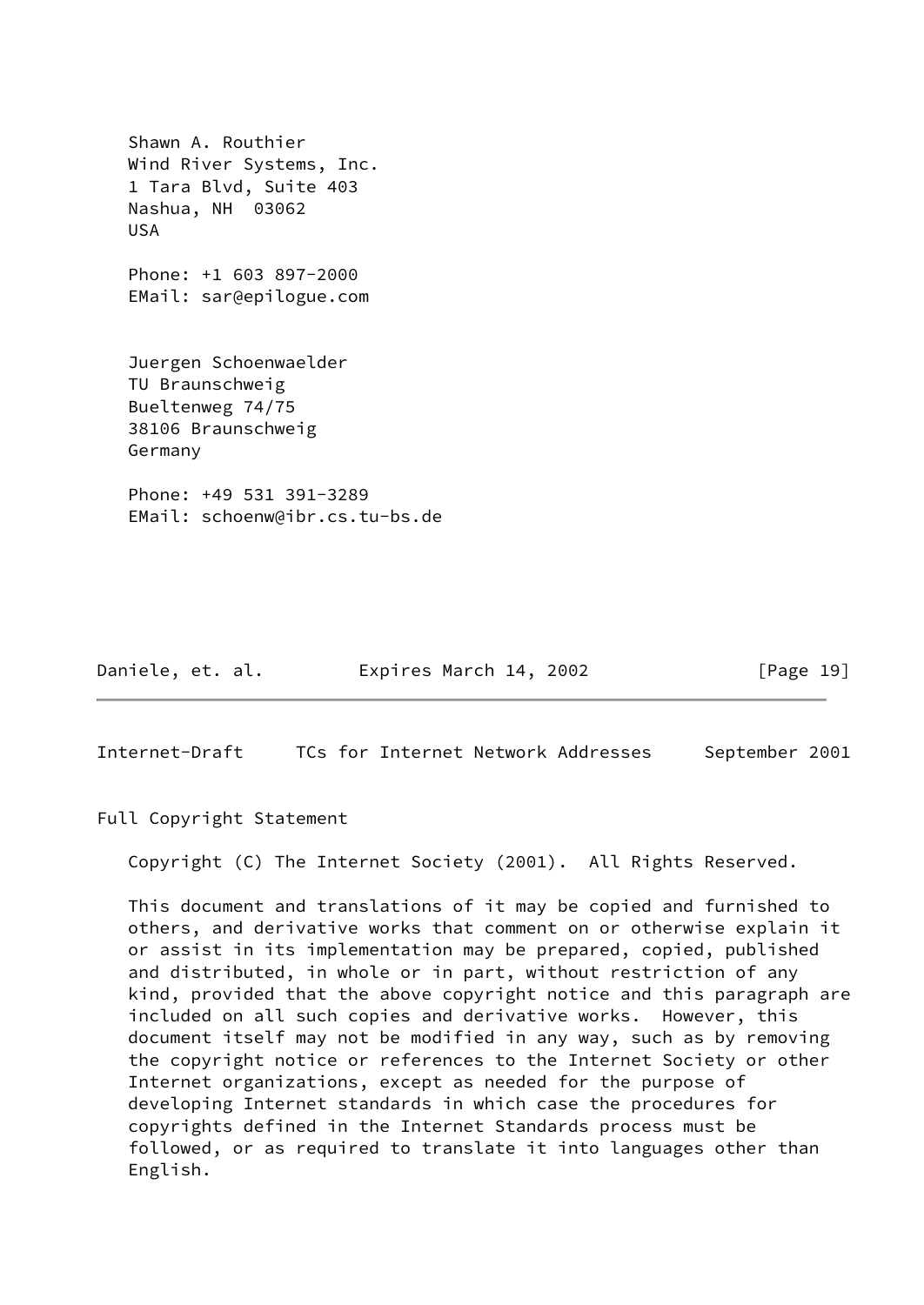Shawn A. Routhier
Wind River Systems, Inc.
1 Tara Blvd, Suite 403
Nashua, NH  03062
USA

Phone: +1 603 897-2000
EMail: sar@epilogue.com

Juergen Schoenwaelder
TU Braunschweig
Bueltenweg 74/75
38106 Braunschweig
Germany

Phone: +49 531 391-3289
EMail: schoenw@ibr.cs.tu-bs.de

## Full Copyright Statement

Copyright (C) The Internet Society (2001).  All Rights Reserved.

This document and translations of it may be copied and furnished to others, and derivative works that comment on or otherwise explain it or assist in its implementation may be prepared, copied, published and distributed, in whole or in part, without restriction of any kind, provided that the above copyright notice and this paragraph are included on all such copies and derivative works.  However, this document itself may not be modified in any way, such as by removing the copyright notice or references to the Internet Society or other Internet organizations, except as needed for the purpose of developing Internet standards in which case the procedures for copyrights defined in the Internet Standards process must be followed, or as required to translate it into languages other than English.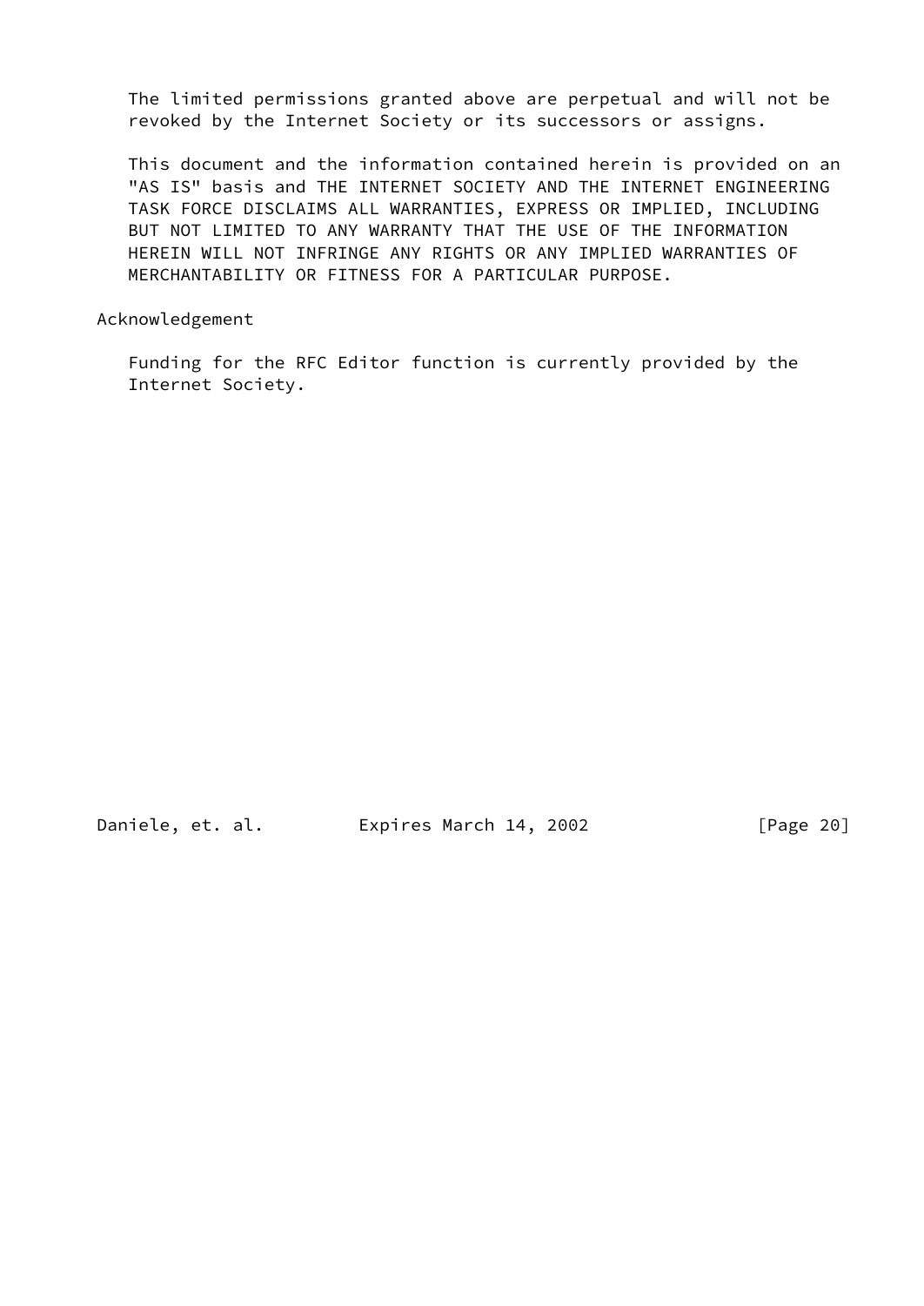The limited permissions granted above are perpetual and will not be revoked by the Internet Society or its successors or assigns.

This document and the information contained herein is provided on an "AS IS" basis and THE INTERNET SOCIETY AND THE INTERNET ENGINEERING TASK FORCE DISCLAIMS ALL WARRANTIES, EXPRESS OR IMPLIED, INCLUDING BUT NOT LIMITED TO ANY WARRANTY THAT THE USE OF THE INFORMATION HEREIN WILL NOT INFRINGE ANY RIGHTS OR ANY IMPLIED WARRANTIES OF MERCHANTABILITY OR FITNESS FOR A PARTICULAR PURPOSE.

## Acknowledgement

Funding for the RFC Editor function is currently provided by the Internet Society.